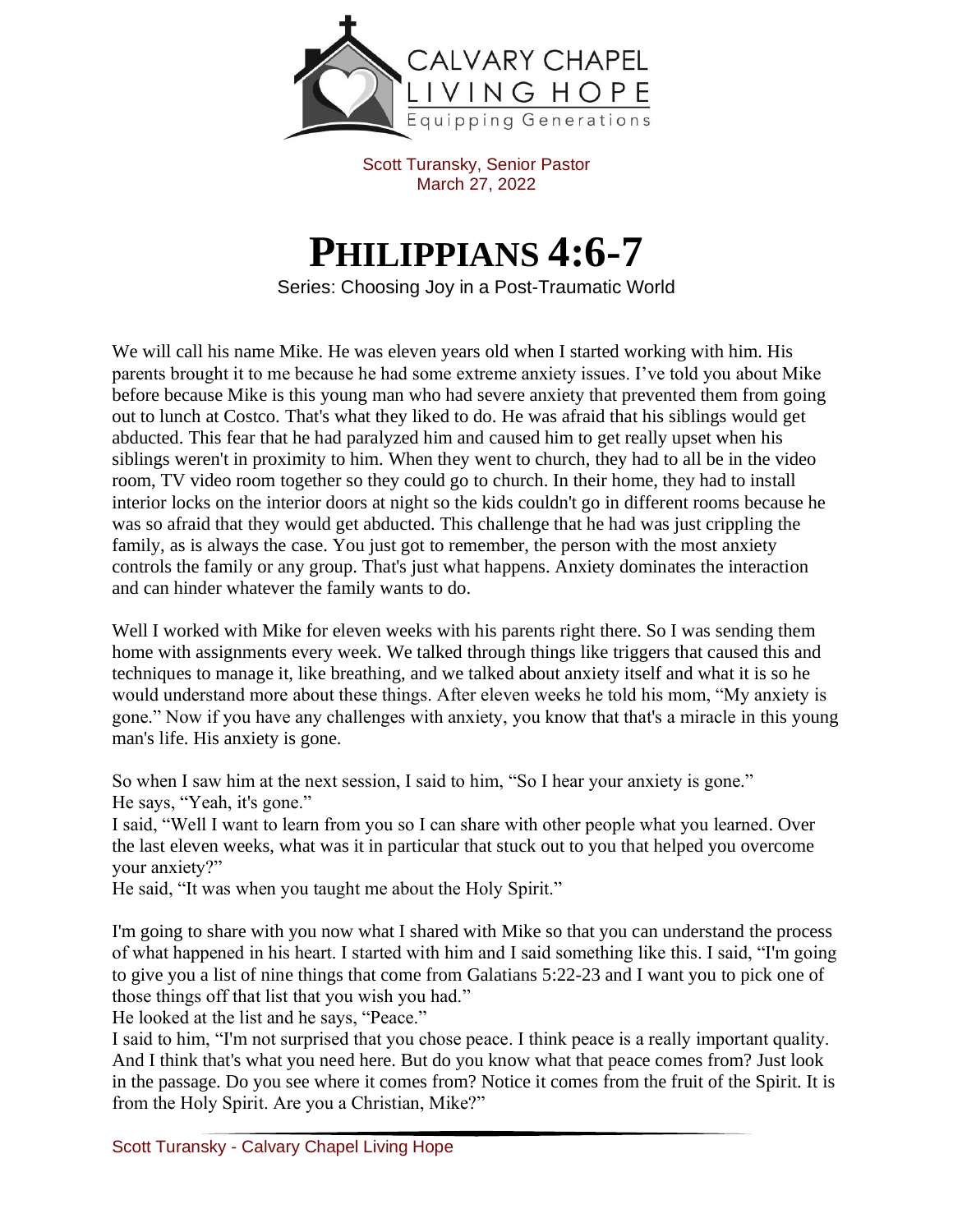Scott Turansky, Senior Pastor
March 27, 2022

# PHILIPPIANS 4:6-7

Series: Choosing Joy in a Post-Traumatic World

We will call his name Mike. He was eleven years old when I started working with him. His parents brought it to me because he had some extreme anxiety issues. I've told you about Mike before because Mike is this young man who had severe anxiety that prevented them from going out to lunch at Costco. That's what they liked to do. He was afraid that his siblings would get abducted. This fear that he had paralyzed him and caused him to get really upset when his siblings weren't in proximity to him. When they went to church, they had to all be in the video room, TV video room together so they could go to church. In their home, they had to install interior locks on the interior doors at night so the kids couldn't go in different rooms because he was so afraid that they would get abducted. This challenge that he had was just crippling the family, as is always the case. You just got to remember, the person with the most anxiety controls the family or any group. That's just what happens. Anxiety dominates the interaction and can hinder whatever the family wants to do.

Well I worked with Mike for eleven weeks with his parents right there. So I was sending them home with assignments every week. We talked through things like triggers that caused this and techniques to manage it, like breathing, and we talked about anxiety itself and what it is so he would understand more about these things. After eleven weeks he told his mom, "My anxiety is gone." Now if you have any challenges with anxiety, you know that that's a miracle in this young man's life. His anxiety is gone.

So when I saw him at the next session, I said to him, "So I hear your anxiety is gone."
He says, "Yeah, it's gone."
I said, "Well I want to learn from you so I can share with other people what you learned. Over the last eleven weeks, what was it in particular that stuck out to you that helped you overcome your anxiety?"
He said, "It was when you taught me about the Holy Spirit."

I'm going to share with you now what I shared with Mike so that you can understand the process of what happened in his heart. I started with him and I said something like this. I said, "I'm going to give you a list of nine things that come from Galatians 5:22-23 and I want you to pick one of those things off that list that you wish you had."
He looked at the list and he says, "Peace."
I said to him, "I'm not surprised that you chose peace. I think peace is a really important quality. And I think that's what you need here. But do you know what that peace comes from? Just look in the passage. Do you see where it comes from? Notice it comes from the fruit of the Spirit. It is from the Holy Spirit. Are you a Christian, Mike?"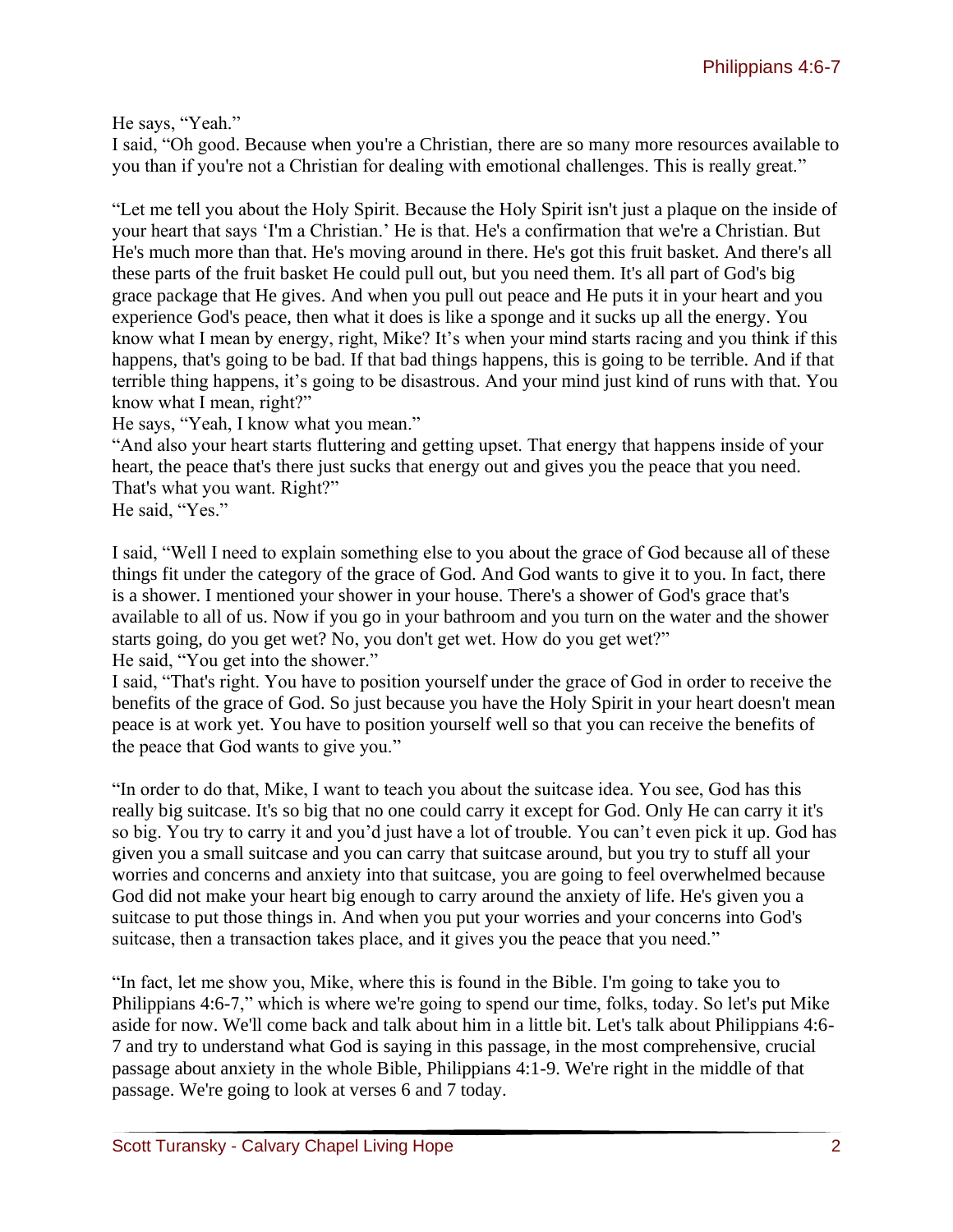He says, “Yeah.”
I said, “Oh good. Because when you're a Christian, there are so many more resources available to you than if you're not a Christian for dealing with emotional challenges. This is really great.”

“Let me tell you about the Holy Spirit. Because the Holy Spirit isn't just a plaque on the inside of your heart that says ‘I'm a Christian.’ He is that. He's a confirmation that we're a Christian. But He's much more than that. He's moving around in there. He's got this fruit basket. And there's all these parts of the fruit basket He could pull out, but you need them. It's all part of God's big grace package that He gives. And when you pull out peace and He puts it in your heart and you experience God's peace, then what it does is like a sponge and it sucks up all the energy. You know what I mean by energy, right, Mike? It’s when your mind starts racing and you think if this happens, that's going to be bad. If that bad things happens, this is going to be terrible. And if that terrible thing happens, it’s going to be disastrous. And your mind just kind of runs with that. You know what I mean, right?”
He says, “Yeah, I know what you mean.”
“And also your heart starts fluttering and getting upset. That energy that happens inside of your heart, the peace that's there just sucks that energy out and gives you the peace that you need. That's what you want. Right?”
He said, “Yes.”

I said, “Well I need to explain something else to you about the grace of God because all of these things fit under the category of the grace of God. And God wants to give it to you. In fact, there is a shower. I mentioned your shower in your house. There's a shower of God's grace that's available to all of us. Now if you go in your bathroom and you turn on the water and the shower starts going, do you get wet? No, you don't get wet. How do you get wet?”
He said, “You get into the shower.”
I said, “That's right. You have to position yourself under the grace of God in order to receive the benefits of the grace of God. So just because you have the Holy Spirit in your heart doesn't mean peace is at work yet. You have to position yourself well so that you can receive the benefits of the peace that God wants to give you.”

“In order to do that, Mike, I want to teach you about the suitcase idea. You see, God has this really big suitcase. It's so big that no one could carry it except for God. Only He can carry it it's so big. You try to carry it and you’d just have a lot of trouble. You can’t even pick it up. God has given you a small suitcase and you can carry that suitcase around, but you try to stuff all your worries and concerns and anxiety into that suitcase, you are going to feel overwhelmed because God did not make your heart big enough to carry around the anxiety of life. He's given you a suitcase to put those things in. And when you put your worries and your concerns into God's suitcase, then a transaction takes place, and it gives you the peace that you need.”

“In fact, let me show you, Mike, where this is found in the Bible. I'm going to take you to Philippians 4:6-7,” which is where we're going to spend our time, folks, today. So let's put Mike aside for now. We'll come back and talk about him in a little bit. Let's talk about Philippians 4:6-7 and try to understand what God is saying in this passage, in the most comprehensive, crucial passage about anxiety in the whole Bible, Philippians 4:1-9. We're right in the middle of that passage. We're going to look at verses 6 and 7 today.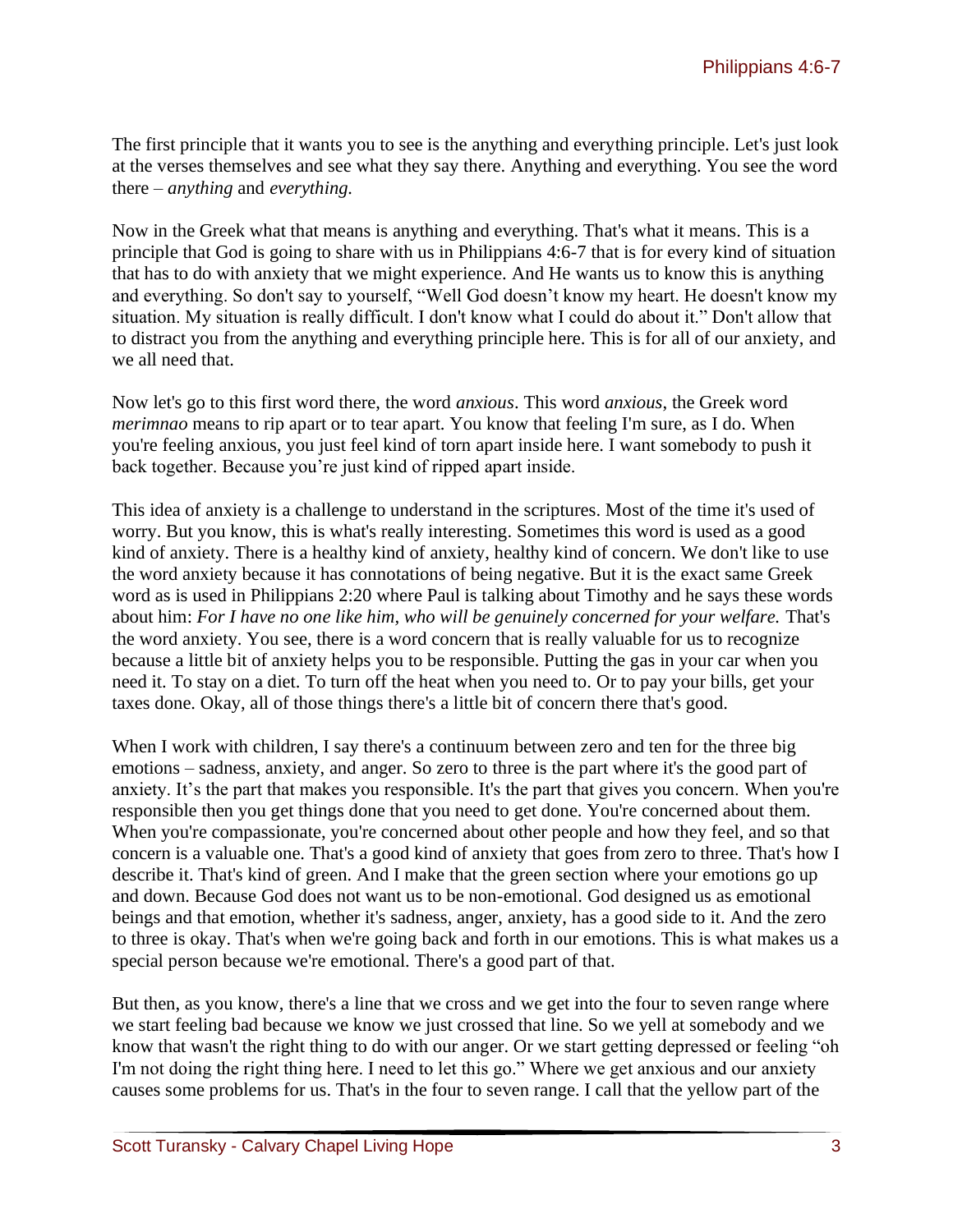The first principle that it wants you to see is the anything and everything principle. Let's just look at the verses themselves and see what they say there. Anything and everything. You see the word there – *anything* and *everything.*

Now in the Greek what that means is anything and everything. That's what it means. This is a principle that God is going to share with us in Philippians 4:6-7 that is for every kind of situation that has to do with anxiety that we might experience. And He wants us to know this is anything and everything. So don't say to yourself, "Well God doesn't know my heart. He doesn't know my situation. My situation is really difficult. I don't know what I could do about it." Don't allow that to distract you from the anything and everything principle here. This is for all of our anxiety, and we all need that.

Now let's go to this first word there, the word *anxious*. This word *anxious*, the Greek word *merimnao* means to rip apart or to tear apart. You know that feeling I'm sure, as I do. When you're feeling anxious, you just feel kind of torn apart inside here. I want somebody to push it back together. Because you're just kind of ripped apart inside.

This idea of anxiety is a challenge to understand in the scriptures. Most of the time it's used of worry. But you know, this is what's really interesting. Sometimes this word is used as a good kind of anxiety. There is a healthy kind of anxiety, healthy kind of concern. We don't like to use the word anxiety because it has connotations of being negative. But it is the exact same Greek word as is used in Philippians 2:20 where Paul is talking about Timothy and he says these words about him: *For I have no one like him, who will be genuinely concerned for your welfare.* That's the word anxiety. You see, there is a word concern that is really valuable for us to recognize because a little bit of anxiety helps you to be responsible. Putting the gas in your car when you need it. To stay on a diet. To turn off the heat when you need to. Or to pay your bills, get your taxes done. Okay, all of those things there's a little bit of concern there that's good.

When I work with children, I say there's a continuum between zero and ten for the three big emotions – sadness, anxiety, and anger. So zero to three is the part where it's the good part of anxiety. It's the part that makes you responsible. It's the part that gives you concern. When you're responsible then you get things done that you need to get done. You're concerned about them. When you're compassionate, you're concerned about other people and how they feel, and so that concern is a valuable one. That's a good kind of anxiety that goes from zero to three. That's how I describe it. That's kind of green. And I make that the green section where your emotions go up and down. Because God does not want us to be non-emotional. God designed us as emotional beings and that emotion, whether it's sadness, anger, anxiety, has a good side to it. And the zero to three is okay. That's when we're going back and forth in our emotions. This is what makes us a special person because we're emotional. There's a good part of that.

But then, as you know, there's a line that we cross and we get into the four to seven range where we start feeling bad because we know we just crossed that line. So we yell at somebody and we know that wasn't the right thing to do with our anger. Or we start getting depressed or feeling "oh I'm not doing the right thing here. I need to let this go." Where we get anxious and our anxiety causes some problems for us. That's in the four to seven range. I call that the yellow part of the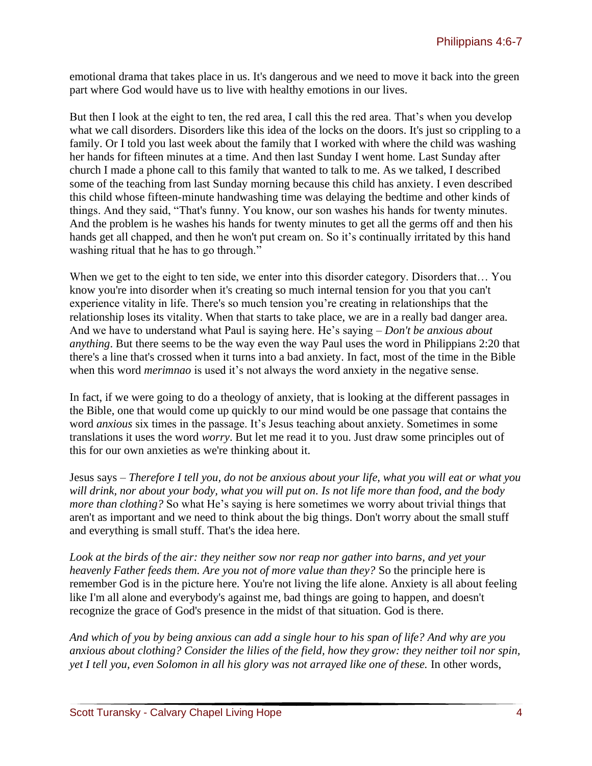emotional drama that takes place in us. It's dangerous and we need to move it back into the green part where God would have us to live with healthy emotions in our lives.

But then I look at the eight to ten, the red area, I call this the red area. That's when you develop what we call disorders. Disorders like this idea of the locks on the doors. It's just so crippling to a family. Or I told you last week about the family that I worked with where the child was washing her hands for fifteen minutes at a time. And then last Sunday I went home. Last Sunday after church I made a phone call to this family that wanted to talk to me. As we talked, I described some of the teaching from last Sunday morning because this child has anxiety. I even described this child whose fifteen-minute handwashing time was delaying the bedtime and other kinds of things. And they said, "That's funny. You know, our son washes his hands for twenty minutes. And the problem is he washes his hands for twenty minutes to get all the germs off and then his hands get all chapped, and then he won't put cream on. So it's continually irritated by this hand washing ritual that he has to go through."

When we get to the eight to ten side, we enter into this disorder category. Disorders that… You know you're into disorder when it's creating so much internal tension for you that you can't experience vitality in life. There's so much tension you're creating in relationships that the relationship loses its vitality. When that starts to take place, we are in a really bad danger area. And we have to understand what Paul is saying here. He's saying – *Don't be anxious about anything*. But there seems to be the way even the way Paul uses the word in Philippians 2:20 that there's a line that's crossed when it turns into a bad anxiety. In fact, most of the time in the Bible when this word *merimnao* is used it's not always the word anxiety in the negative sense.

In fact, if we were going to do a theology of anxiety, that is looking at the different passages in the Bible, one that would come up quickly to our mind would be one passage that contains the word *anxious* six times in the passage. It's Jesus teaching about anxiety. Sometimes in some translations it uses the word *worry*. But let me read it to you. Just draw some principles out of this for our own anxieties as we're thinking about it.

Jesus says – *Therefore I tell you, do not be anxious about your life, what you will eat or what you will drink, nor about your body, what you will put on. Is not life more than food, and the body more than clothing?* So what He's saying is here sometimes we worry about trivial things that aren't as important and we need to think about the big things. Don't worry about the small stuff and everything is small stuff. That's the idea here.

*Look at the birds of the air: they neither sow nor reap nor gather into barns, and yet your heavenly Father feeds them. Are you not of more value than they?* So the principle here is remember God is in the picture here. You're not living the life alone. Anxiety is all about feeling like I'm all alone and everybody's against me, bad things are going to happen, and doesn't recognize the grace of God's presence in the midst of that situation. God is there.

*And which of you by being anxious can add a single hour to his span of life? And why are you anxious about clothing? Consider the lilies of the field, how they grow: they neither toil nor spin, yet I tell you, even Solomon in all his glory was not arrayed like one of these.* In other words,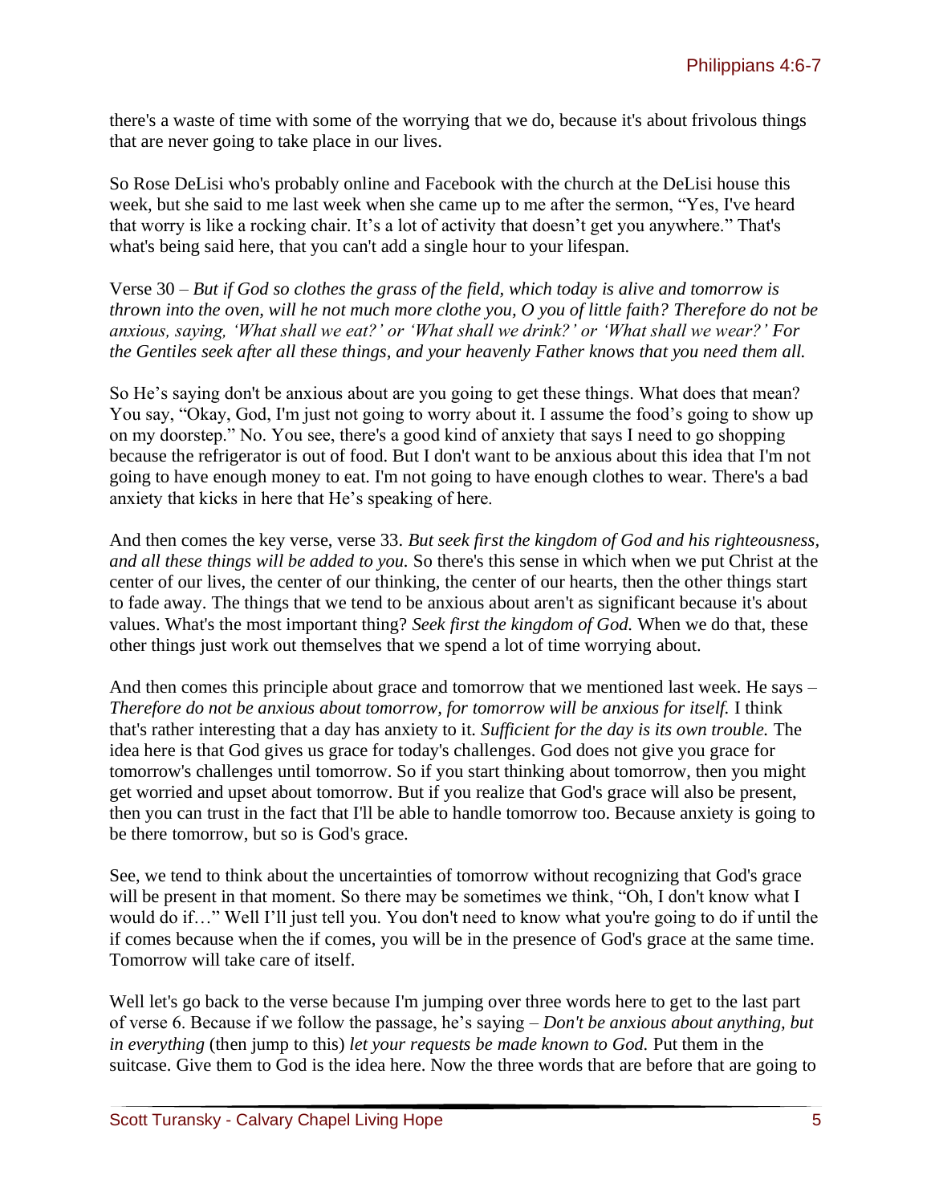there's a waste of time with some of the worrying that we do, because it's about frivolous things that are never going to take place in our lives.

So Rose DeLisi who's probably online and Facebook with the church at the DeLisi house this week, but she said to me last week when she came up to me after the sermon, "Yes, I've heard that worry is like a rocking chair. It's a lot of activity that doesn't get you anywhere." That's what's being said here, that you can't add a single hour to your lifespan.

Verse 30 – *But if God so clothes the grass of the field, which today is alive and tomorrow is thrown into the oven, will he not much more clothe you, O you of little faith? Therefore do not be anxious, saying, 'What shall we eat?' or 'What shall we drink?' or 'What shall we wear?' For the Gentiles seek after all these things, and your heavenly Father knows that you need them all.*

So He's saying don't be anxious about are you going to get these things. What does that mean? You say, "Okay, God, I'm just not going to worry about it. I assume the food's going to show up on my doorstep." No. You see, there's a good kind of anxiety that says I need to go shopping because the refrigerator is out of food. But I don't want to be anxious about this idea that I'm not going to have enough money to eat. I'm not going to have enough clothes to wear. There's a bad anxiety that kicks in here that He's speaking of here.

And then comes the key verse, verse 33. *But seek first the kingdom of God and his righteousness, and all these things will be added to you.* So there's this sense in which when we put Christ at the center of our lives, the center of our thinking, the center of our hearts, then the other things start to fade away. The things that we tend to be anxious about aren't as significant because it's about values. What's the most important thing? *Seek first the kingdom of God.* When we do that, these other things just work out themselves that we spend a lot of time worrying about.

And then comes this principle about grace and tomorrow that we mentioned last week. He says – *Therefore do not be anxious about tomorrow, for tomorrow will be anxious for itself.* I think that's rather interesting that a day has anxiety to it. *Sufficient for the day is its own trouble.* The idea here is that God gives us grace for today's challenges. God does not give you grace for tomorrow's challenges until tomorrow. So if you start thinking about tomorrow, then you might get worried and upset about tomorrow. But if you realize that God's grace will also be present, then you can trust in the fact that I'll be able to handle tomorrow too. Because anxiety is going to be there tomorrow, but so is God's grace.

See, we tend to think about the uncertainties of tomorrow without recognizing that God's grace will be present in that moment. So there may be sometimes we think, "Oh, I don't know what I would do if…" Well I'll just tell you. You don't need to know what you're going to do if until the if comes because when the if comes, you will be in the presence of God's grace at the same time. Tomorrow will take care of itself.

Well let's go back to the verse because I'm jumping over three words here to get to the last part of verse 6. Because if we follow the passage, he's saying – *Don't be anxious about anything, but in everything* (then jump to this) *let your requests be made known to God.* Put them in the suitcase. Give them to God is the idea here. Now the three words that are before that are going to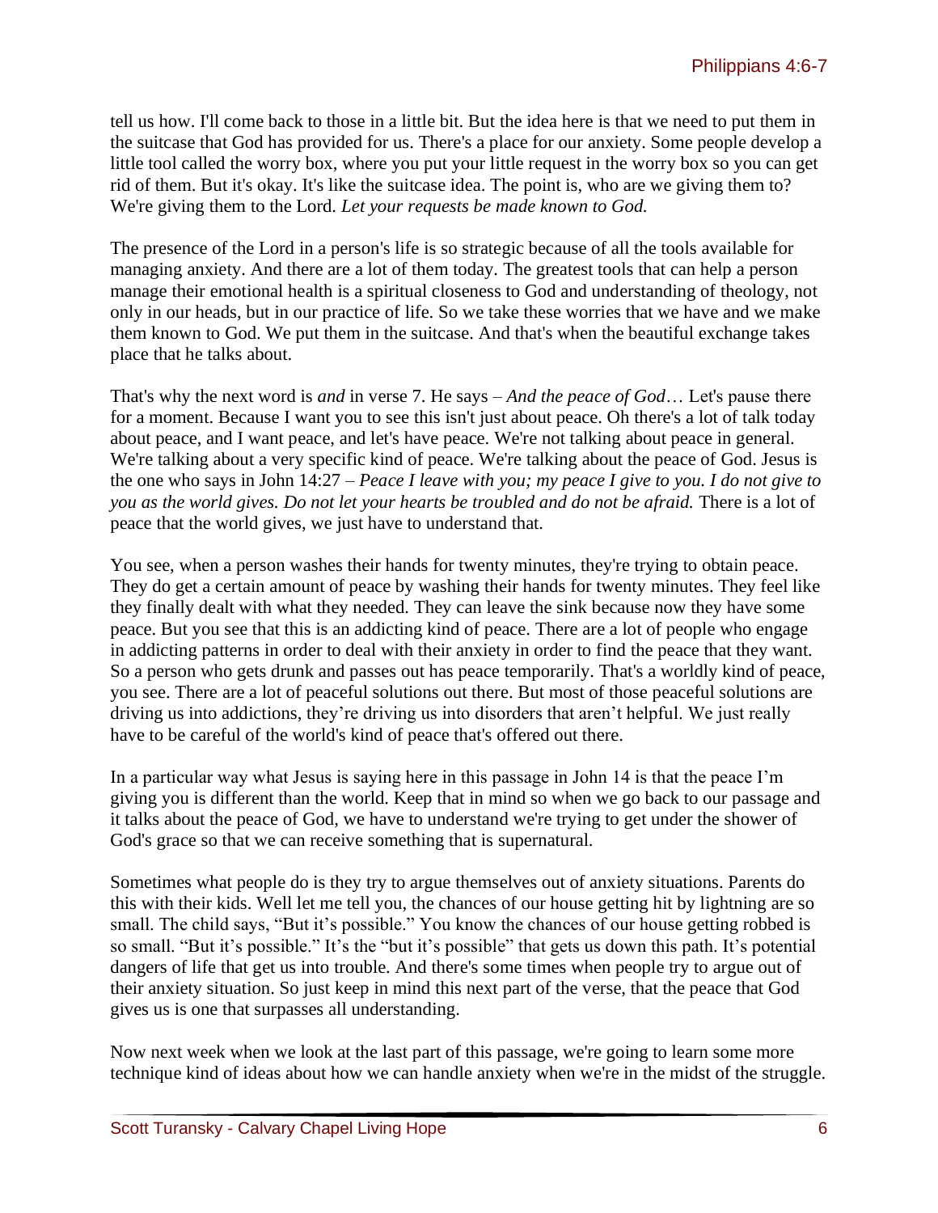tell us how. I'll come back to those in a little bit. But the idea here is that we need to put them in the suitcase that God has provided for us. There's a place for our anxiety. Some people develop a little tool called the worry box, where you put your little request in the worry box so you can get rid of them. But it's okay. It's like the suitcase idea. The point is, who are we giving them to? We're giving them to the Lord. *Let your requests be made known to God.*

The presence of the Lord in a person's life is so strategic because of all the tools available for managing anxiety. And there are a lot of them today. The greatest tools that can help a person manage their emotional health is a spiritual closeness to God and understanding of theology, not only in our heads, but in our practice of life. So we take these worries that we have and we make them known to God. We put them in the suitcase. And that's when the beautiful exchange takes place that he talks about.

That's why the next word is *and* in verse 7. He says – *And the peace of God*… Let's pause there for a moment. Because I want you to see this isn't just about peace. Oh there's a lot of talk today about peace, and I want peace, and let's have peace. We're not talking about peace in general. We're talking about a very specific kind of peace. We're talking about the peace of God. Jesus is the one who says in John 14:27 – *Peace I leave with you; my peace I give to you. I do not give to you as the world gives. Do not let your hearts be troubled and do not be afraid.* There is a lot of peace that the world gives, we just have to understand that.

You see, when a person washes their hands for twenty minutes, they're trying to obtain peace. They do get a certain amount of peace by washing their hands for twenty minutes. They feel like they finally dealt with what they needed. They can leave the sink because now they have some peace. But you see that this is an addicting kind of peace. There are a lot of people who engage in addicting patterns in order to deal with their anxiety in order to find the peace that they want. So a person who gets drunk and passes out has peace temporarily. That's a worldly kind of peace, you see. There are a lot of peaceful solutions out there. But most of those peaceful solutions are driving us into addictions, they're driving us into disorders that aren't helpful. We just really have to be careful of the world's kind of peace that's offered out there.

In a particular way what Jesus is saying here in this passage in John 14 is that the peace I'm giving you is different than the world. Keep that in mind so when we go back to our passage and it talks about the peace of God, we have to understand we're trying to get under the shower of God's grace so that we can receive something that is supernatural.

Sometimes what people do is they try to argue themselves out of anxiety situations. Parents do this with their kids. Well let me tell you, the chances of our house getting hit by lightning are so small. The child says, "But it's possible." You know the chances of our house getting robbed is so small. "But it's possible." It's the "but it's possible" that gets us down this path. It's potential dangers of life that get us into trouble. And there's some times when people try to argue out of their anxiety situation. So just keep in mind this next part of the verse, that the peace that God gives us is one that surpasses all understanding.

Now next week when we look at the last part of this passage, we're going to learn some more technique kind of ideas about how we can handle anxiety when we're in the midst of the struggle.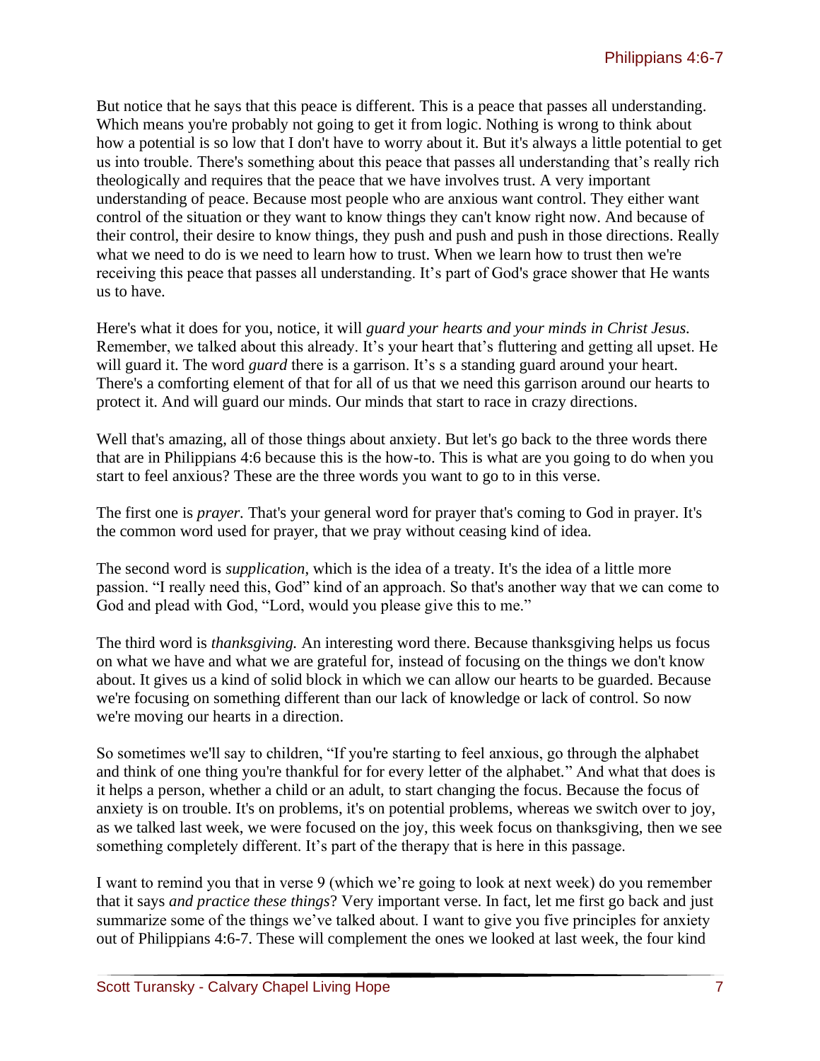But notice that he says that this peace is different. This is a peace that passes all understanding. Which means you're probably not going to get it from logic. Nothing is wrong to think about how a potential is so low that I don't have to worry about it. But it's always a little potential to get us into trouble. There's something about this peace that passes all understanding that's really rich theologically and requires that the peace that we have involves trust. A very important understanding of peace. Because most people who are anxious want control. They either want control of the situation or they want to know things they can't know right now. And because of their control, their desire to know things, they push and push and push in those directions. Really what we need to do is we need to learn how to trust. When we learn how to trust then we're receiving this peace that passes all understanding. It's part of God's grace shower that He wants us to have.

Here's what it does for you, notice, it will *guard your hearts and your minds in Christ Jesus.* Remember, we talked about this already. It's your heart that's fluttering and getting all upset. He will guard it. The word *guard* there is a garrison. It's s a standing guard around your heart. There's a comforting element of that for all of us that we need this garrison around our hearts to protect it. And will guard our minds. Our minds that start to race in crazy directions.

Well that's amazing, all of those things about anxiety. But let's go back to the three words there that are in Philippians 4:6 because this is the how-to. This is what are you going to do when you start to feel anxious? These are the three words you want to go to in this verse.

The first one is *prayer.* That's your general word for prayer that's coming to God in prayer. It's the common word used for prayer, that we pray without ceasing kind of idea.

The second word is *supplication*, which is the idea of a treaty. It's the idea of a little more passion. "I really need this, God" kind of an approach. So that's another way that we can come to God and plead with God, "Lord, would you please give this to me."

The third word is *thanksgiving.* An interesting word there. Because thanksgiving helps us focus on what we have and what we are grateful for, instead of focusing on the things we don't know about. It gives us a kind of solid block in which we can allow our hearts to be guarded. Because we're focusing on something different than our lack of knowledge or lack of control. So now we're moving our hearts in a direction.

So sometimes we'll say to children, "If you're starting to feel anxious, go through the alphabet and think of one thing you're thankful for for every letter of the alphabet." And what that does is it helps a person, whether a child or an adult, to start changing the focus. Because the focus of anxiety is on trouble. It's on problems, it's on potential problems, whereas we switch over to joy, as we talked last week, we were focused on the joy, this week focus on thanksgiving, then we see something completely different. It's part of the therapy that is here in this passage.

I want to remind you that in verse 9 (which we're going to look at next week) do you remember that it says *and practice these things*? Very important verse. In fact, let me first go back and just summarize some of the things we've talked about. I want to give you five principles for anxiety out of Philippians 4:6-7. These will complement the ones we looked at last week, the four kind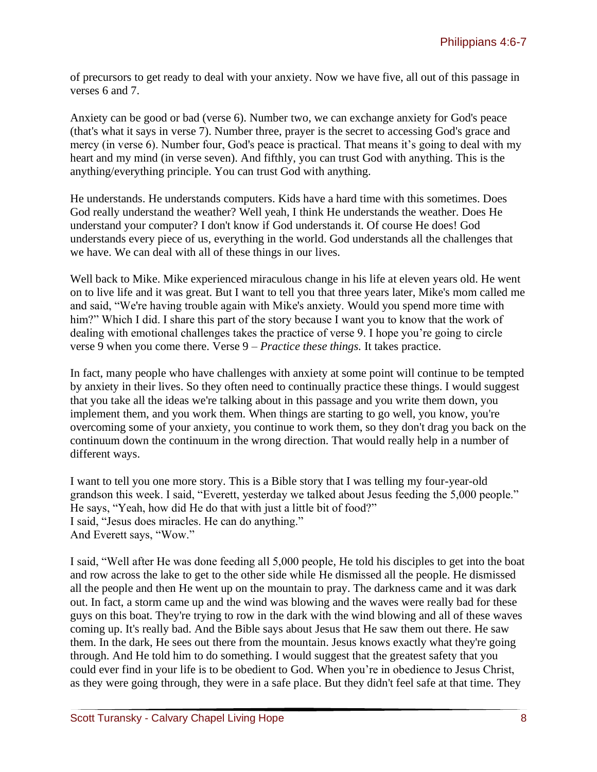of precursors to get ready to deal with your anxiety. Now we have five, all out of this passage in verses 6 and 7.

Anxiety can be good or bad (verse 6). Number two, we can exchange anxiety for God's peace (that's what it says in verse 7). Number three, prayer is the secret to accessing God's grace and mercy (in verse 6). Number four, God's peace is practical. That means it’s going to deal with my heart and my mind (in verse seven). And fifthly, you can trust God with anything. This is the anything/everything principle. You can trust God with anything.

He understands. He understands computers. Kids have a hard time with this sometimes. Does God really understand the weather? Well yeah, I think He understands the weather. Does He understand your computer? I don't know if God understands it. Of course He does! God understands every piece of us, everything in the world. God understands all the challenges that we have. We can deal with all of these things in our lives.

Well back to Mike. Mike experienced miraculous change in his life at eleven years old. He went on to live life and it was great. But I want to tell you that three years later, Mike's mom called me and said, “We're having trouble again with Mike's anxiety. Would you spend more time with him?” Which I did. I share this part of the story because I want you to know that the work of dealing with emotional challenges takes the practice of verse 9. I hope you’re going to circle verse 9 when you come there. Verse 9 – *Practice these things.* It takes practice.

In fact, many people who have challenges with anxiety at some point will continue to be tempted by anxiety in their lives. So they often need to continually practice these things. I would suggest that you take all the ideas we're talking about in this passage and you write them down, you implement them, and you work them. When things are starting to go well, you know, you're overcoming some of your anxiety, you continue to work them, so they don't drag you back on the continuum down the continuum in the wrong direction. That would really help in a number of different ways.

I want to tell you one more story. This is a Bible story that I was telling my four-year-old grandson this week. I said, “Everett, yesterday we talked about Jesus feeding the 5,000 people.” He says, “Yeah, how did He do that with just a little bit of food?”
I said, “Jesus does miracles. He can do anything.”
And Everett says, “Wow.”

I said, “Well after He was done feeding all 5,000 people, He told his disciples to get into the boat and row across the lake to get to the other side while He dismissed all the people. He dismissed all the people and then He went up on the mountain to pray. The darkness came and it was dark out. In fact, a storm came up and the wind was blowing and the waves were really bad for these guys on this boat. They're trying to row in the dark with the wind blowing and all of these waves coming up. It's really bad. And the Bible says about Jesus that He saw them out there. He saw them. In the dark, He sees out there from the mountain. Jesus knows exactly what they're going through. And He told him to do something. I would suggest that the greatest safety that you could ever find in your life is to be obedient to God. When you’re in obedience to Jesus Christ, as they were going through, they were in a safe place. But they didn't feel safe at that time. They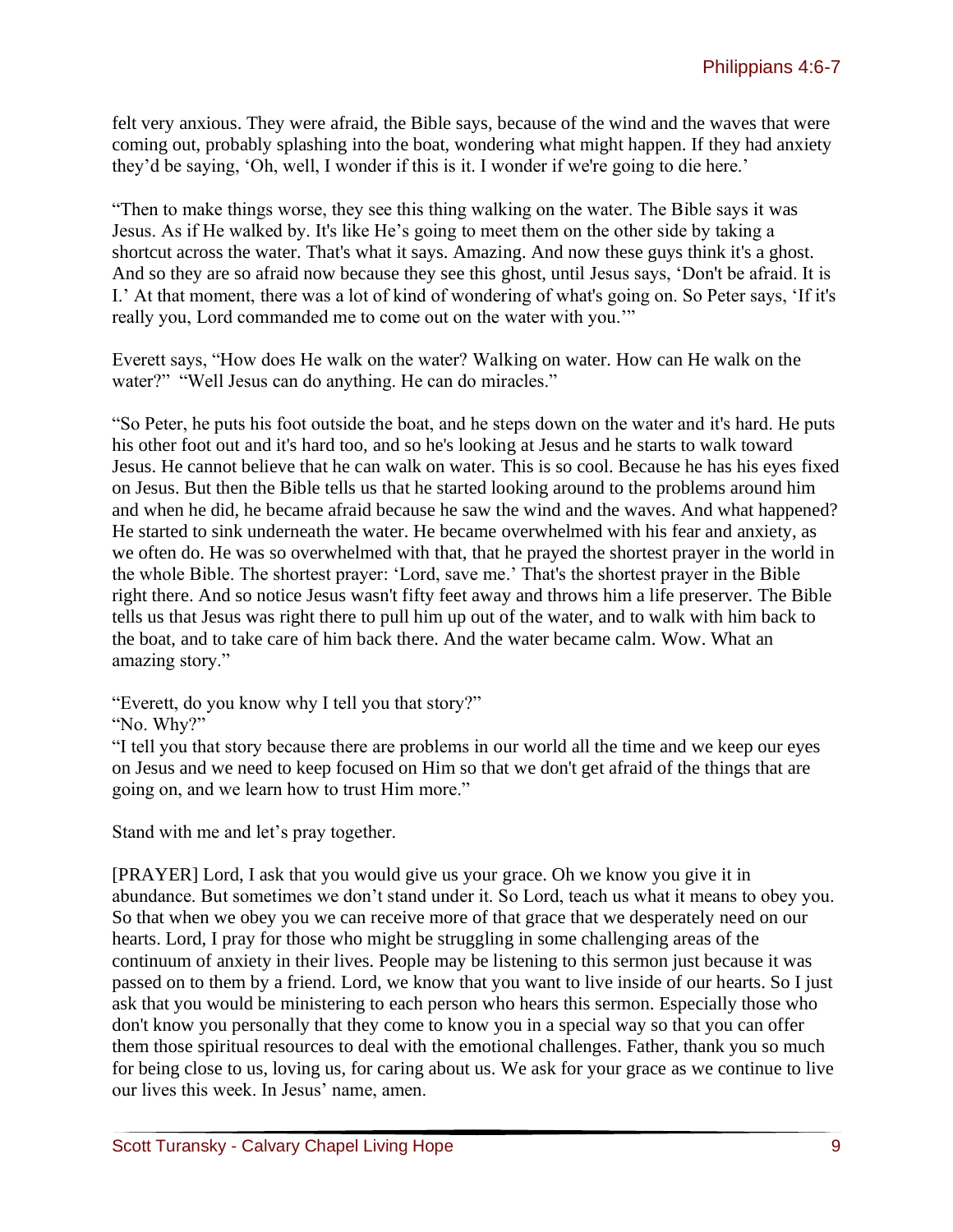felt very anxious. They were afraid, the Bible says, because of the wind and the waves that were coming out, probably splashing into the boat, wondering what might happen. If they had anxiety they'd be saying, 'Oh, well, I wonder if this is it. I wonder if we're going to die here.'

"Then to make things worse, they see this thing walking on the water. The Bible says it was Jesus. As if He walked by. It's like He's going to meet them on the other side by taking a shortcut across the water. That's what it says. Amazing. And now these guys think it's a ghost. And so they are so afraid now because they see this ghost, until Jesus says, 'Don't be afraid. It is I.' At that moment, there was a lot of kind of wondering of what's going on. So Peter says, 'If it's really you, Lord commanded me to come out on the water with you.'"

Everett says, "How does He walk on the water? Walking on water. How can He walk on the water?" "Well Jesus can do anything. He can do miracles."

"So Peter, he puts his foot outside the boat, and he steps down on the water and it's hard. He puts his other foot out and it's hard too, and so he's looking at Jesus and he starts to walk toward Jesus. He cannot believe that he can walk on water. This is so cool. Because he has his eyes fixed on Jesus. But then the Bible tells us that he started looking around to the problems around him and when he did, he became afraid because he saw the wind and the waves. And what happened? He started to sink underneath the water. He became overwhelmed with his fear and anxiety, as we often do. He was so overwhelmed with that, that he prayed the shortest prayer in the world in the whole Bible. The shortest prayer: 'Lord, save me.' That's the shortest prayer in the Bible right there. And so notice Jesus wasn't fifty feet away and throws him a life preserver. The Bible tells us that Jesus was right there to pull him up out of the water, and to walk with him back to the boat, and to take care of him back there. And the water became calm. Wow. What an amazing story."

"Everett, do you know why I tell you that story?"
"No. Why?"
"I tell you that story because there are problems in our world all the time and we keep our eyes on Jesus and we need to keep focused on Him so that we don't get afraid of the things that are going on, and we learn how to trust Him more."

Stand with me and let's pray together.

[PRAYER] Lord, I ask that you would give us your grace. Oh we know you give it in abundance. But sometimes we don't stand under it. So Lord, teach us what it means to obey you. So that when we obey you we can receive more of that grace that we desperately need on our hearts. Lord, I pray for those who might be struggling in some challenging areas of the continuum of anxiety in their lives. People may be listening to this sermon just because it was passed on to them by a friend. Lord, we know that you want to live inside of our hearts. So I just ask that you would be ministering to each person who hears this sermon. Especially those who don't know you personally that they come to know you in a special way so that you can offer them those spiritual resources to deal with the emotional challenges. Father, thank you so much for being close to us, loving us, for caring about us. We ask for your grace as we continue to live our lives this week. In Jesus' name, amen.